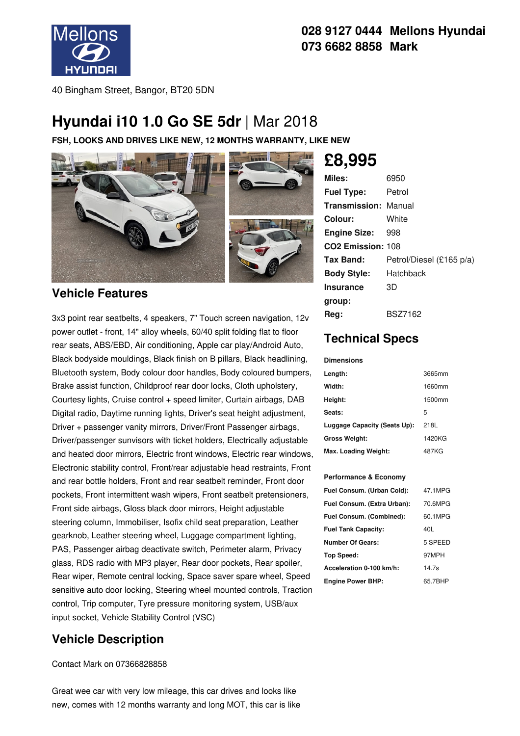028 9127 0444 Mellons Hyundai
073 6682 8858 Mark

40 Bingham Street, Bangor, BT20 5DN

# Hyundai i10 1.0 Go SE 5dr | Mar 2018

**FSH, LOOKS AND DRIVES LIKE NEW, 12 MONTHS WARRANTY, LIKE NEW**

## £8,995

| | |
|---|---|
| **Miles:** | 6950 |
| **Fuel Type:** | Petrol |
| **Transmission:** | Manual |
| **Colour:** | White |
| **Engine Size:** | 998 |
| **CO2 Emission:** | 108 |
| **Tax Band:** | Petrol/Diesel (£165 p/a) |
| **Body Style:** | Hatchback |
| **Insurance group:** | 3D |
| **Reg:** | BSZ7162 |

## Technical Specs

**Dimensions**

| | |
|---|---|
| **Length:** | 3665mm |
| **Width:** | 1660mm |
| **Height:** | 1500mm |
| **Seats:** | 5 |
| **Luggage Capacity (Seats Up):** | 218L |
| **Gross Weight:** | 1420KG |
| **Max. Loading Weight:** | 487KG |

**Performance & Economy**

| | |
|---|---|
| **Fuel Consum. (Urban Cold):** | 47.1MPG |
| **Fuel Consum. (Extra Urban):** | 70.6MPG |
| **Fuel Consum. (Combined):** | 60.1MPG |
| **Fuel Tank Capacity:** | 40L |
| **Number Of Gears:** | 5 SPEED |
| **Top Speed:** | 97MPH |
| **Acceleration 0-100 km/h:** | 14.7s |
| **Engine Power BHP:** | 65.7BHP |

## Vehicle Features

3x3 point rear seatbelts, 4 speakers, 7" Touch screen navigation, 12v power outlet - front, 14" alloy wheels, 60/40 split folding flat to floor rear seats, ABS/EBD, Air conditioning, Apple car play/Android Auto, Black bodyside mouldings, Black finish on B pillars, Black headlining, Bluetooth system, Body colour door handles, Body coloured bumpers, Brake assist function, Childproof rear door locks, Cloth upholstery, Courtesy lights, Cruise control + speed limiter, Curtain airbags, DAB Digital radio, Daytime running lights, Driver's seat height adjustment, Driver + passenger vanity mirrors, Driver/Front Passenger airbags, Driver/passenger sunvisors with ticket holders, Electrically adjustable and heated door mirrors, Electric front windows, Electric rear windows, Electronic stability control, Front/rear adjustable head restraints, Front and rear bottle holders, Front and rear seatbelt reminder, Front door pockets, Front intermittent wash wipers, Front seatbelt pretensioners, Front side airbags, Gloss black door mirrors, Height adjustable steering column, Immobiliser, Isofix child seat preparation, Leather gearknob, Leather steering wheel, Luggage compartment lighting, PAS, Passenger airbag deactivate switch, Perimeter alarm, Privacy glass, RDS radio with MP3 player, Rear door pockets, Rear spoiler, Rear wiper, Remote central locking, Space saver spare wheel, Speed sensitive auto door locking, Steering wheel mounted controls, Traction control, Trip computer, Tyre pressure monitoring system, USB/aux input socket, Vehicle Stability Control (VSC)

## Vehicle Description

Contact Mark on 07366828858

Great wee car with very low mileage, this car drives and looks like new, comes with 12 months warranty and long MOT, this car is like